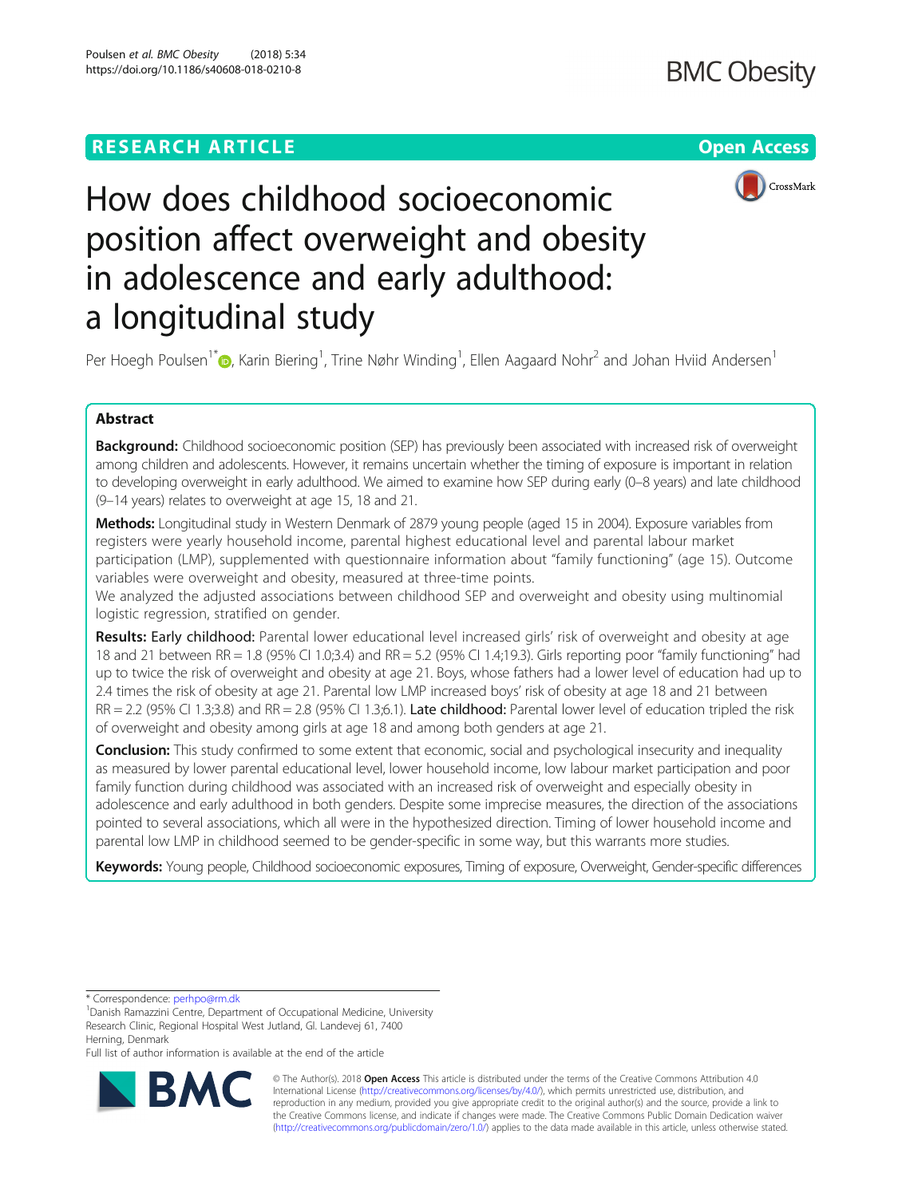RESEARCH ARTICLE

Open Access

# How does childhood socioeconomic position affect overweight and obesity in adolescence and early adulthood: a longitudinal study

Per Hoegh Poulsen[1*], Karin Biering[1], Trine Nøhr Winding[1], Ellen Aagaard Nohr[2] and Johan Hviid Andersen[1]

## Abstract

**Background:** Childhood socioeconomic position (SEP) has previously been associated with increased risk of overweight among children and adolescents. However, it remains uncertain whether the timing of exposure is important in relation to developing overweight in early adulthood. We aimed to examine how SEP during early (0–8 years) and late childhood (9–14 years) relates to overweight at age 15, 18 and 21.

**Methods:** Longitudinal study in Western Denmark of 2879 young people (aged 15 in 2004). Exposure variables from registers were yearly household income, parental highest educational level and parental labour market participation (LMP), supplemented with questionnaire information about "family functioning" (age 15). Outcome variables were overweight and obesity, measured at three-time points.

We analyzed the adjusted associations between childhood SEP and overweight and obesity using multinomial logistic regression, stratified on gender.

**Results: Early childhood:** Parental lower educational level increased girls' risk of overweight and obesity at age 18 and 21 between RR = 1.8 (95% CI 1.0;3.4) and RR = 5.2 (95% CI 1.4;19.3). Girls reporting poor "family functioning" had up to twice the risk of overweight and obesity at age 21. Boys, whose fathers had a lower level of education had up to 2.4 times the risk of obesity at age 21. Parental low LMP increased boys' risk of obesity at age 18 and 21 between RR = 2.2 (95% CI 1.3;3.8) and RR = 2.8 (95% CI 1.3;6.1). **Late childhood:** Parental lower level of education tripled the risk of overweight and obesity among girls at age 18 and among both genders at age 21.

**Conclusion:** This study confirmed to some extent that economic, social and psychological insecurity and inequality as measured by lower parental educational level, lower household income, low labour market participation and poor family function during childhood was associated with an increased risk of overweight and especially obesity in adolescence and early adulthood in both genders. Despite some imprecise measures, the direction of the associations pointed to several associations, which all were in the hypothesized direction. Timing of lower household income and parental low LMP in childhood seemed to be gender-specific in some way, but this warrants more studies.

**Keywords:** Young people, Childhood socioeconomic exposures, Timing of exposure, Overweight, Gender-specific differences

---

* Correspondence: perhpo@rm.dk
[1]Danish Ramazzini Centre, Department of Occupational Medicine, University Research Clinic, Regional Hospital West Jutland, Gl. Landevej 61, 7400 Herning, Denmark
Full list of author information is available at the end of the article

© The Author(s). 2018 **Open Access** This article is distributed under the terms of the Creative Commons Attribution 4.0 International License (http://creativecommons.org/licenses/by/4.0/), which permits unrestricted use, distribution, and reproduction in any medium, provided you give appropriate credit to the original author(s) and the source, provide a link to the Creative Commons license, and indicate if changes were made. The Creative Commons Public Domain Dedication waiver (http://creativecommons.org/publicdomain/zero/1.0/) applies to the data made available in this article, unless otherwise stated.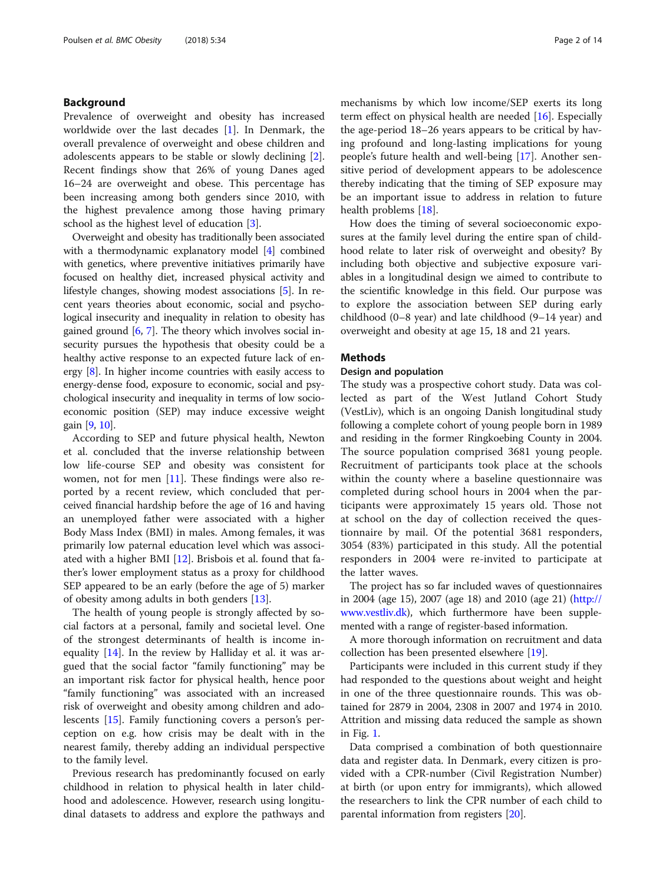## Background

Prevalence of overweight and obesity has increased worldwide over the last decades [1]. In Denmark, the overall prevalence of overweight and obese children and adolescents appears to be stable or slowly declining [2]. Recent findings show that 26% of young Danes aged 16–24 are overweight and obese. This percentage has been increasing among both genders since 2010, with the highest prevalence among those having primary school as the highest level of education [3].

Overweight and obesity has traditionally been associated with a thermodynamic explanatory model [4] combined with genetics, where preventive initiatives primarily have focused on healthy diet, increased physical activity and lifestyle changes, showing modest associations [5]. In recent years theories about economic, social and psychological insecurity and inequality in relation to obesity has gained ground [6, 7]. The theory which involves social insecurity pursues the hypothesis that obesity could be a healthy active response to an expected future lack of energy [8]. In higher income countries with easily access to energy-dense food, exposure to economic, social and psychological insecurity and inequality in terms of low socioeconomic position (SEP) may induce excessive weight gain [9, 10].

According to SEP and future physical health, Newton et al. concluded that the inverse relationship between low life-course SEP and obesity was consistent for women, not for men [11]. These findings were also reported by a recent review, which concluded that perceived financial hardship before the age of 16 and having an unemployed father were associated with a higher Body Mass Index (BMI) in males. Among females, it was primarily low paternal education level which was associated with a higher BMI [12]. Brisbois et al. found that father's lower employment status as a proxy for childhood SEP appeared to be an early (before the age of 5) marker of obesity among adults in both genders [13].

The health of young people is strongly affected by social factors at a personal, family and societal level. One of the strongest determinants of health is income inequality [14]. In the review by Halliday et al. it was argued that the social factor "family functioning" may be an important risk factor for physical health, hence poor "family functioning" was associated with an increased risk of overweight and obesity among children and adolescents [15]. Family functioning covers a person's perception on e.g. how crisis may be dealt with in the nearest family, thereby adding an individual perspective to the family level.

Previous research has predominantly focused on early childhood in relation to physical health in later childhood and adolescence. However, research using longitudinal datasets to address and explore the pathways and mechanisms by which low income/SEP exerts its long term effect on physical health are needed [16]. Especially the age-period 18–26 years appears to be critical by having profound and long-lasting implications for young people's future health and well-being [17]. Another sensitive period of development appears to be adolescence thereby indicating that the timing of SEP exposure may be an important issue to address in relation to future health problems [18].

How does the timing of several socioeconomic exposures at the family level during the entire span of childhood relate to later risk of overweight and obesity? By including both objective and subjective exposure variables in a longitudinal design we aimed to contribute to the scientific knowledge in this field. Our purpose was to explore the association between SEP during early childhood (0–8 year) and late childhood (9–14 year) and overweight and obesity at age 15, 18 and 21 years.

## Methods

### Design and population

The study was a prospective cohort study. Data was collected as part of the West Jutland Cohort Study (VestLiv), which is an ongoing Danish longitudinal study following a complete cohort of young people born in 1989 and residing in the former Ringkoebing County in 2004. The source population comprised 3681 young people. Recruitment of participants took place at the schools within the county where a baseline questionnaire was completed during school hours in 2004 when the participants were approximately 15 years old. Those not at school on the day of collection received the questionnaire by mail. Of the potential 3681 responders, 3054 (83%) participated in this study. All the potential responders in 2004 were re-invited to participate at the latter waves.

The project has so far included waves of questionnaires in 2004 (age 15), 2007 (age 18) and 2010 (age 21) (http://www.vestliv.dk), which furthermore have been supplemented with a range of register-based information.

A more thorough information on recruitment and data collection has been presented elsewhere [19].

Participants were included in this current study if they had responded to the questions about weight and height in one of the three questionnaire rounds. This was obtained for 2879 in 2004, 2308 in 2007 and 1974 in 2010. Attrition and missing data reduced the sample as shown in Fig. 1.

Data comprised a combination of both questionnaire data and register data. In Denmark, every citizen is provided with a CPR-number (Civil Registration Number) at birth (or upon entry for immigrants), which allowed the researchers to link the CPR number of each child to parental information from registers [20].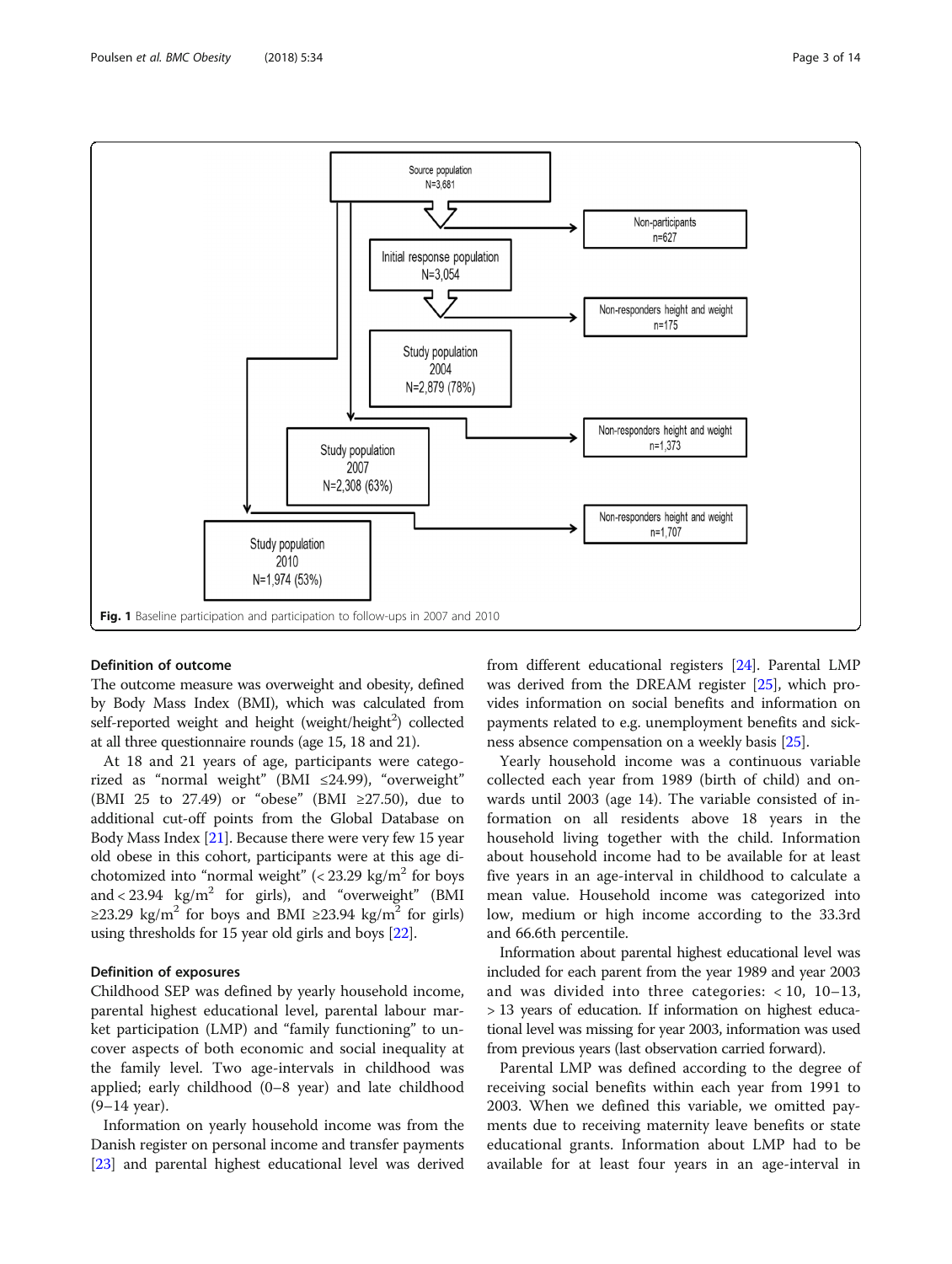Source population
N=3,681

Non-participants
n=627

Initial response population
N=3,054

Non-responders height and weight
n=175

Study population
2004
N=2,879 (78%)

Non-responders height and weight
n=1,373

Study population
2007
N=2,308 (63%)

Non-responders height and weight
n=1,707

Study population
2010
N=1,974 (53%)

**Fig. 1** Baseline participation and participation to follow-ups in 2007 and 2010

### Definition of outcome

The outcome measure was overweight and obesity, defined by Body Mass Index (BMI), which was calculated from self-reported weight and height (weight/height$^2$) collected at all three questionnaire rounds (age 15, 18 and 21).

At 18 and 21 years of age, participants were categorized as "normal weight" (BMI ≤24.99), "overweight" (BMI 25 to 27.49) or "obese" (BMI ≥27.50), due to additional cut-off points from the Global Database on Body Mass Index [21]. Because there were very few 15 year old obese in this cohort, participants were at this age dichotomized into "normal weight" (< 23.29 kg/m$^2$ for boys and < 23.94 kg/m$^2$ for girls), and "overweight" (BMI ≥23.29 kg/m$^2$ for boys and BMI ≥23.94 kg/m$^2$ for girls) using thresholds for 15 year old girls and boys [22].

### Definition of exposures

Childhood SEP was defined by yearly household income, parental highest educational level, parental labour market participation (LMP) and "family functioning" to uncover aspects of both economic and social inequality at the family level. Two age-intervals in childhood was applied; early childhood (0–8 year) and late childhood (9–14 year).

Information on yearly household income was from the Danish register on personal income and transfer payments [23] and parental highest educational level was derived from different educational registers [24]. Parental LMP was derived from the DREAM register [25], which provides information on social benefits and information on payments related to e.g. unemployment benefits and sickness absence compensation on a weekly basis [25].

Yearly household income was a continuous variable collected each year from 1989 (birth of child) and onwards until 2003 (age 14). The variable consisted of information on all residents above 18 years in the household living together with the child. Information about household income had to be available for at least five years in an age-interval in childhood to calculate a mean value. Household income was categorized into low, medium or high income according to the 33.3rd and 66.6th percentile.

Information about parental highest educational level was included for each parent from the year 1989 and year 2003 and was divided into three categories: < 10, 10–13, > 13 years of education. If information on highest educational level was missing for year 2003, information was used from previous years (last observation carried forward).

Parental LMP was defined according to the degree of receiving social benefits within each year from 1991 to 2003. When we defined this variable, we omitted payments due to receiving maternity leave benefits or state educational grants. Information about LMP had to be available for at least four years in an age-interval in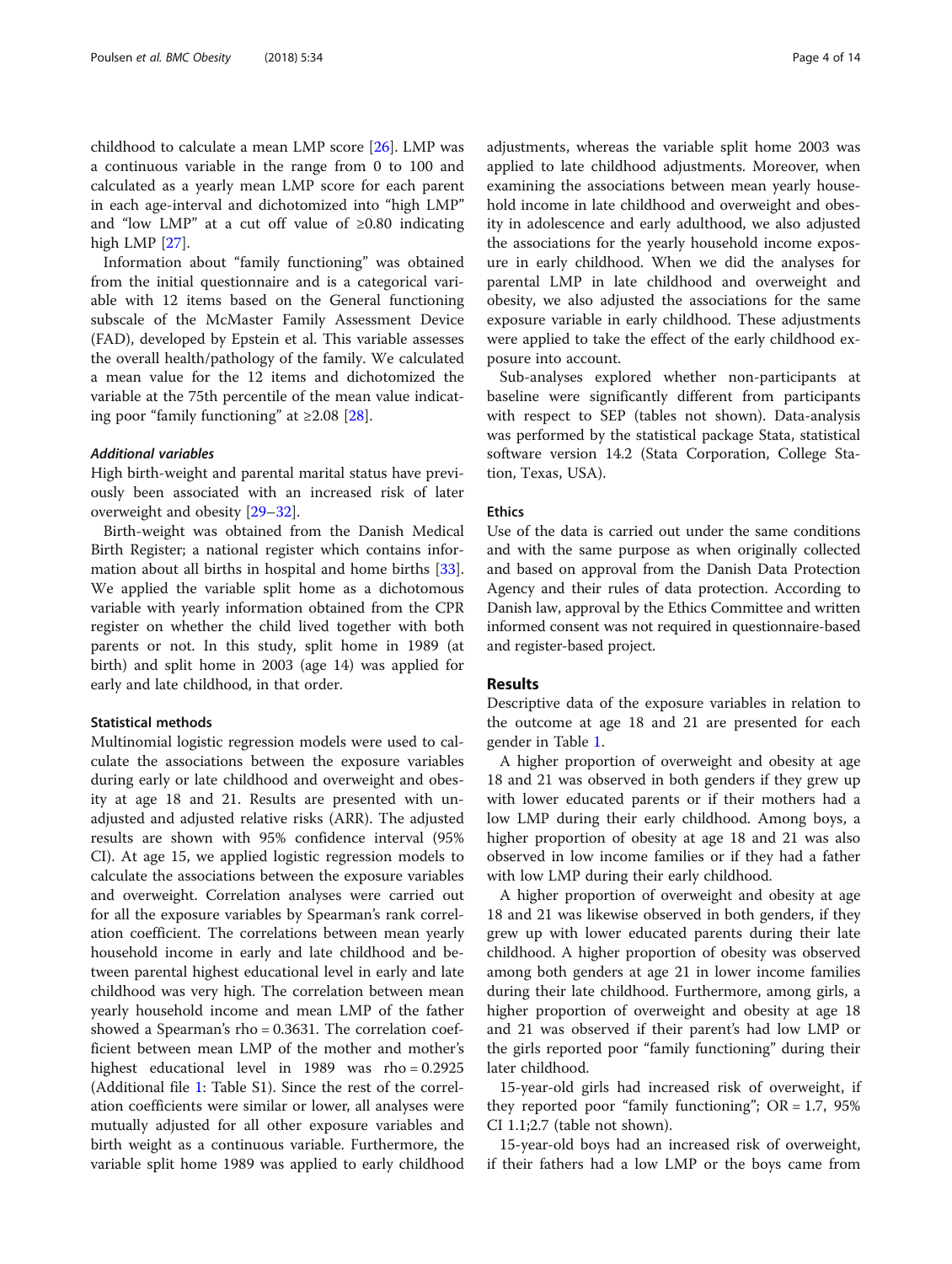childhood to calculate a mean LMP score [26]. LMP was a continuous variable in the range from 0 to 100 and calculated as a yearly mean LMP score for each parent in each age-interval and dichotomized into "high LMP" and "low LMP" at a cut off value of ≥0.80 indicating high LMP [27].

Information about "family functioning" was obtained from the initial questionnaire and is a categorical variable with 12 items based on the General functioning subscale of the McMaster Family Assessment Device (FAD), developed by Epstein et al. This variable assesses the overall health/pathology of the family. We calculated a mean value for the 12 items and dichotomized the variable at the 75th percentile of the mean value indicating poor "family functioning" at ≥2.08 [28].

#### *Additional variables*

High birth-weight and parental marital status have previously been associated with an increased risk of later overweight and obesity [29–32].

Birth-weight was obtained from the Danish Medical Birth Register; a national register which contains information about all births in hospital and home births [33]. We applied the variable split home as a dichotomous variable with yearly information obtained from the CPR register on whether the child lived together with both parents or not. In this study, split home in 1989 (at birth) and split home in 2003 (age 14) was applied for early and late childhood, in that order.

### Statistical methods

Multinomial logistic regression models were used to calculate the associations between the exposure variables during early or late childhood and overweight and obesity at age 18 and 21. Results are presented with unadjusted and adjusted relative risks (ARR). The adjusted results are shown with 95% confidence interval (95% CI). At age 15, we applied logistic regression models to calculate the associations between the exposure variables and overweight. Correlation analyses were carried out for all the exposure variables by Spearman's rank correlation coefficient. The correlations between mean yearly household income in early and late childhood and between parental highest educational level in early and late childhood was very high. The correlation between mean yearly household income and mean LMP of the father showed a Spearman's rho = 0.3631. The correlation coefficient between mean LMP of the mother and mother's highest educational level in 1989 was rho = 0.2925 (Additional file 1: Table S1). Since the rest of the correlation coefficients were similar or lower, all analyses were mutually adjusted for all other exposure variables and birth weight as a continuous variable. Furthermore, the variable split home 1989 was applied to early childhood adjustments, whereas the variable split home 2003 was applied to late childhood adjustments. Moreover, when examining the associations between mean yearly household income in late childhood and overweight and obesity in adolescence and early adulthood, we also adjusted the associations for the yearly household income exposure in early childhood. When we did the analyses for parental LMP in late childhood and overweight and obesity, we also adjusted the associations for the same exposure variable in early childhood. These adjustments were applied to take the effect of the early childhood exposure into account.

Sub-analyses explored whether non-participants at baseline were significantly different from participants with respect to SEP (tables not shown). Data-analysis was performed by the statistical package Stata, statistical software version 14.2 (Stata Corporation, College Station, Texas, USA).

### Ethics

Use of the data is carried out under the same conditions and with the same purpose as when originally collected and based on approval from the Danish Data Protection Agency and their rules of data protection. According to Danish law, approval by the Ethics Committee and written informed consent was not required in questionnaire-based and register-based project.

## Results

Descriptive data of the exposure variables in relation to the outcome at age 18 and 21 are presented for each gender in Table 1.

A higher proportion of overweight and obesity at age 18 and 21 was observed in both genders if they grew up with lower educated parents or if their mothers had a low LMP during their early childhood. Among boys, a higher proportion of obesity at age 18 and 21 was also observed in low income families or if they had a father with low LMP during their early childhood.

A higher proportion of overweight and obesity at age 18 and 21 was likewise observed in both genders, if they grew up with lower educated parents during their late childhood. A higher proportion of obesity was observed among both genders at age 21 in lower income families during their late childhood. Furthermore, among girls, a higher proportion of overweight and obesity at age 18 and 21 was observed if their parent's had low LMP or the girls reported poor "family functioning" during their later childhood.

15-year-old girls had increased risk of overweight, if they reported poor "family functioning"; OR = 1.7, 95% CI 1.1;2.7 (table not shown).

15-year-old boys had an increased risk of overweight, if their fathers had a low LMP or the boys came from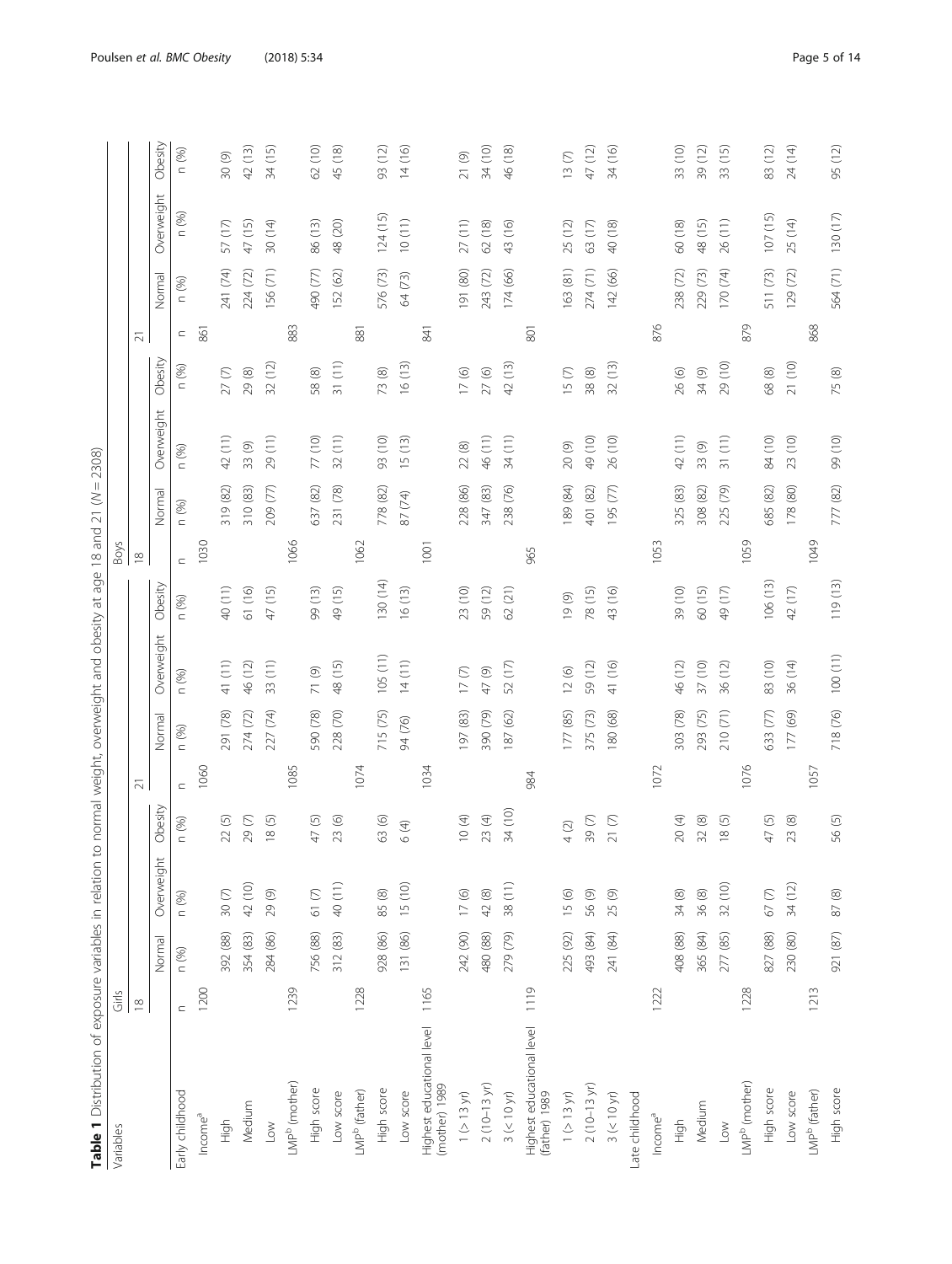**Table 1** Distribution of exposure variables in relation to normal weight, overweight and obesity at age 18 and 21 (*N* = 2308)

| Variables | Girls | | | | | | | | Boys | | | | | | | |
|---|---|---|---|---|---|---|---|---|---|---|---|---|---|---|---|---|
| | 18 | | | | 21 | | | | 18 | | | | 21 | | | |
| | | Normal | Overweight | Obesity | | Normal | Overweight | Obesity | | Normal | Overweight | Obesity | | Normal | Overweight | Obesity |
| | n | n (%) | n (%) | n (%) | n | n (%) | n (%) | n (%) | n | n (%) | n (%) | n (%) | n | n (%) | n (%) | n (%) |
| Early childhood | | | | | | | | | | | | | | | | |
| Income[a] | 1200 | | | | 1060 | | | | 1030 | | | | 861 | | | |
| High | | 392 (88) | 30 (7) | 22 (5) | | 291 (78) | 41 (11) | 40 (11) | | 319 (82) | 42 (11) | 27 (7) | | 241 (74) | 57 (17) | 30 (9) |
| Medium | | 354 (83) | 42 (10) | 29 (7) | | 274 (72) | 46 (12) | 61 (16) | | 310 (83) | 33 (9) | 29 (8) | | 224 (72) | 47 (15) | 42 (13) |
| Low | | 284 (86) | 29 (9) | 18 (5) | | 227 (74) | 33 (11) | 47 (15) | | 209 (77) | 29 (11) | 32 (12) | | 156 (71) | 30 (14) | 34 (15) |
| LMP[b] (mother) | 1239 | | | | 1085 | | | | 1066 | | | | 883 | | | |
| High score | | 756 (88) | 61 (7) | 47 (5) | | 590 (78) | 71 (9) | 99 (13) | | 637 (82) | 77 (10) | 58 (8) | | 490 (77) | 86 (13) | 62 (10) |
| Low score | | 312 (83) | 40 (11) | 23 (6) | | 228 (70) | 48 (15) | 49 (15) | | 231 (78) | 32 (11) | 31 (11) | | 152 (62) | 48 (20) | 45 (18) |
| LMP[b] (father) | 1228 | | | | 1074 | | | | 1062 | | | | 881 | | | |
| High score | | 928 (86) | 85 (8) | 63 (6) | | 715 (75) | 105 (11) | 130 (14) | | 778 (82) | 93 (10) | 73 (8) | | 576 (73) | 124 (15) | 93 (12) |
| Low score | | 131 (86) | 15 (10) | 6 (4) | | 94 (76) | 14 (11) | 16 (13) | | 87 (74) | 15 (13) | 16 (13) | | 64 (73) | 10 (11) | 14 (16) |
| Highest educational level (mother) 1989 | 1165 | | | | 1034 | | | | 1001 | | | | 841 | | | |
| 1 (> 13 yr) | | 242 (90) | 17 (6) | 10 (4) | | 197 (83) | 17 (7) | 23 (10) | | 228 (86) | 22 (8) | 17 (6) | | 191 (80) | 27 (11) | 21 (9) |
| 2 (10–13 yr) | | 480 (88) | 42 (8) | 23 (4) | | 390 (79) | 47 (9) | 59 (12) | | 347 (83) | 46 (11) | 27 (6) | | 243 (72) | 62 (18) | 34 (10) |
| 3 (< 10 yr) | | 279 (79) | 38 (11) | 34 (10) | | 187 (62) | 52 (17) | 62 (21) | | 238 (76) | 34 (11) | 42 (13) | | 174 (66) | 43 (16) | 46 (18) |
| Highest educational level (father) 1989 | 1119 | | | | 984 | | | | 965 | | | | 801 | | | |
| 1 (> 13 yr) | | 225 (92) | 15 (6) | 4 (2) | | 177 (85) | 12 (6) | 19 (9) | | 189 (84) | 20 (9) | 15 (7) | | 163 (81) | 25 (12) | 13 (7) |
| 2 (10–13 yr) | | 493 (84) | 56 (9) | 39 (7) | | 375 (73) | 59 (12) | 78 (15) | | 401 (82) | 49 (10) | 38 (8) | | 274 (71) | 63 (17) | 47 (12) |
| 3 (< 10 yr) | | 241 (84) | 25 (9) | 21 (7) | | 180 (68) | 41 (16) | 43 (16) | | 195 (77) | 26 (10) | 32 (13) | | 142 (66) | 40 (18) | 34 (16) |
| Late childhood | | | | | | | | | | | | | | | | |
| Income[a] | 1222 | | | | 1072 | | | | 1053 | | | | 876 | | | |
| High | | 408 (88) | 34 (8) | 20 (4) | | 303 (78) | 46 (12) | 39 (10) | | 325 (83) | 42 (11) | 26 (6) | | 238 (72) | 60 (18) | 33 (10) |
| Medium | | 365 (84) | 36 (8) | 32 (8) | | 293 (75) | 37 (10) | 60 (15) | | 308 (82) | 33 (9) | 34 (9) | | 229 (73) | 48 (15) | 39 (12) |
| Low | | 277 (85) | 32 (10) | 18 (5) | | 210 (71) | 36 (12) | 49 (17) | | 225 (79) | 31 (11) | 29 (10) | | 170 (74) | 26 (11) | 33 (15) |
| LMP[b] (mother) | 1228 | | | | 1076 | | | | 1059 | | | | 879 | | | |
| High score | | 827 (88) | 67 (7) | 47 (5) | | 633 (77) | 83 (10) | 106 (13) | | 685 (82) | 84 (10) | 68 (8) | | 511 (73) | 107 (15) | 83 (12) |
| Low score | | 230 (80) | 34 (12) | 23 (8) | | 177 (69) | 36 (14) | 42 (17) | | 178 (80) | 23 (10) | 21 (10) | | 129 (72) | 25 (14) | 24 (14) |
| LMP[b] (father) | 1213 | | | | 1057 | | | | 1049 | | | | 868 | | | |
| High score | | 921 (87) | 87 (8) | 56 (5) | | 718 (76) | 100 (11) | 119 (13) | | 777 (82) | 99 (10) | 75 (8) | | 564 (71) | 130 (17) | 95 (12) |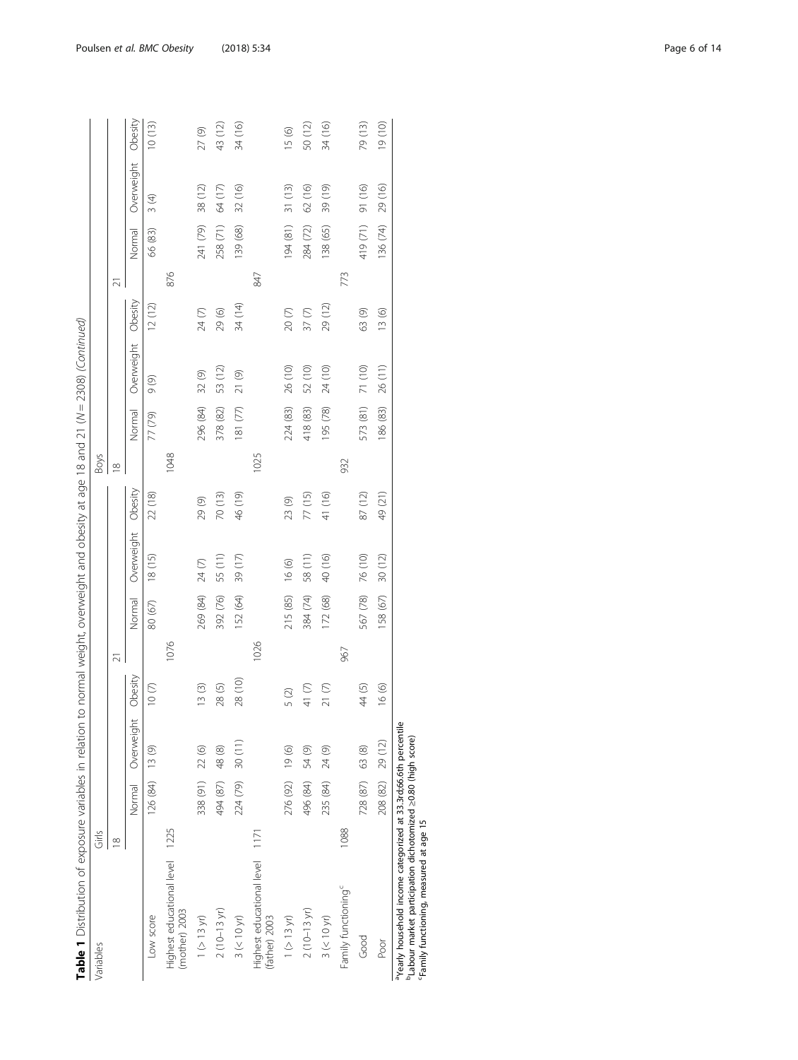**Table 1** Distribution of exposure variables in relation to normal weight, overweight and obesity at age 18 and 21 (N = 2308) *(Continued)*

| Variables | Girls | | | | | | | | Boys | | | | | | | |
|---|---|---|---|---|---|---|---|---|---|---|---|---|---|---|---|---|
| | 18 | | | | 21 | | | | 18 | | | | 21 | | | |
| | | Normal | Overweight | Obesity | | Normal | Overweight | Obesity | | Normal | Overweight | Obesity | | Normal | Overweight | Obesity |
| Low score | | 126 (84) | 13 (9) | 10 (7) | | 80 (67) | 18 (15) | 22 (18) | | 77 (79) | 9 (9) | 12 (12) | | 66 (83) | 3 (4) | 10 (13) |
| Highest educational level (mother) 2003 | 1225 | | | | 1076 | | | | 1048 | | | | 876 | | | |
| 1 (> 13 yr) | | 338 (91) | 22 (6) | 13 (3) | | 269 (84) | 24 (7) | 29 (9) | | 296 (84) | 32 (9) | 24 (7) | | 241 (79) | 38 (12) | 27 (9) |
| 2 (10–13 yr) | | 494 (87) | 48 (8) | 28 (5) | | 392 (76) | 55 (11) | 70 (13) | | 378 (82) | 53 (12) | 29 (6) | | 258 (71) | 64 (17) | 43 (12) |
| 3 (< 10 yr) | | 224 (79) | 30 (11) | 28 (10) | | 152 (64) | 39 (17) | 46 (19) | | 181 (77) | 21 (9) | 34 (14) | | 139 (68) | 32 (16) | 34 (16) |
| Highest educational level (father) 2003 | 1171 | | | | 1026 | | | | 1025 | | | | 847 | | | |
| 1 (> 13 yr) | | 276 (92) | 19 (6) | 5 (2) | | 215 (85) | 16 (6) | 23 (9) | | 224 (83) | 26 (10) | 20 (7) | | 194 (81) | 31 (13) | 15 (6) |
| 2 (10–13 yr) | | 496 (84) | 54 (9) | 41 (7) | | 384 (74) | 58 (11) | 77 (15) | | 418 (83) | 52 (10) | 37 (7) | | 284 (72) | 62 (16) | 50 (12) |
| 3 (< 10 yr) | | 235 (84) | 24 (9) | 21 (7) | | 172 (68) | 40 (16) | 41 (16) | | 195 (78) | 24 (10) | 29 (12) | | 138 (65) | 39 (19) | 34 (16) |
| Family functioning[c] | 1088 | | | | 967 | | | | 932 | | | | 773 | | | |
| Good | | 728 (87) | 63 (8) | 44 (5) | | 567 (78) | 76 (10) | 87 (12) | | 573 (81) | 71 (10) | 63 (9) | | 419 (71) | 91 (16) | 79 (13) |
| Poor | | 208 (82) | 29 (12) | 16 (6) | | 158 (67) | 30 (12) | 49 (21) | | 186 (83) | 26 (11) | 13 (6) | | 136 (74) | 29 (16) | 19 (10) |

[a]Yearly household income categorized at 33.3rd;66.6th percentile
[b]Labour market participation dichotomized ≥0.80 (high score)
[c]Family functioning, measured at age 15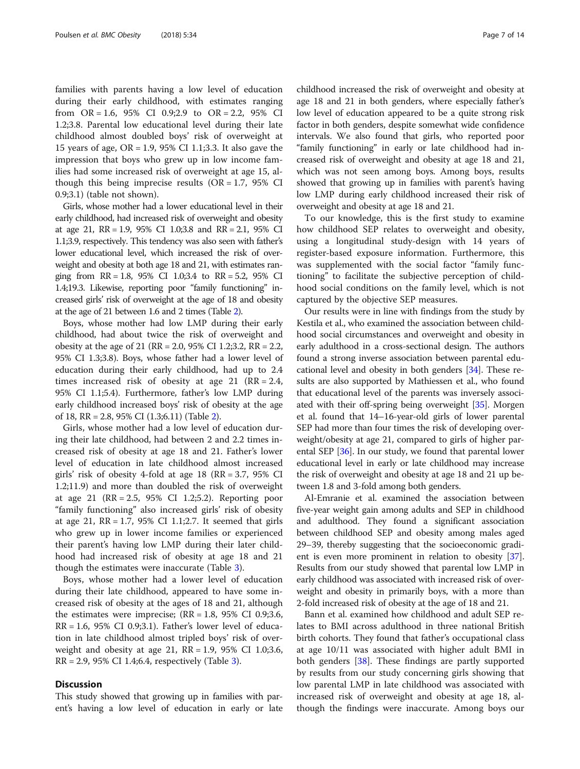families with parents having a low level of education during their early childhood, with estimates ranging from OR = 1.6, 95% CI 0.9;2.9 to OR = 2.2, 95% CI 1.2;3.8. Parental low educational level during their late childhood almost doubled boys' risk of overweight at 15 years of age, OR = 1.9, 95% CI 1.1;3.3. It also gave the impression that boys who grew up in low income families had some increased risk of overweight at age 15, although this being imprecise results (OR = 1.7, 95% CI 0.9;3.1) (table not shown).

Girls, whose mother had a lower educational level in their early childhood, had increased risk of overweight and obesity at age 21, RR = 1.9, 95% CI 1.0;3.8 and RR = 2.1, 95% CI 1.1;3.9, respectively. This tendency was also seen with father's lower educational level, which increased the risk of overweight and obesity at both age 18 and 21, with estimates ranging from RR = 1.8, 95% CI 1.0;3.4 to RR = 5.2, 95% CI 1.4;19.3. Likewise, reporting poor "family functioning" increased girls' risk of overweight at the age of 18 and obesity at the age of 21 between 1.6 and 2 times (Table 2).

Boys, whose mother had low LMP during their early childhood, had about twice the risk of overweight and obesity at the age of 21 (RR = 2.0, 95% CI 1.2;3.2, RR = 2.2, 95% CI 1.3;3.8). Boys, whose father had a lower level of education during their early childhood, had up to 2.4 times increased risk of obesity at age 21 (RR = 2.4, 95% CI 1.1;5.4). Furthermore, father's low LMP during early childhood increased boys' risk of obesity at the age of 18, RR = 2.8, 95% CI (1.3;6.11) (Table 2).

Girls, whose mother had a low level of education during their late childhood, had between 2 and 2.2 times increased risk of obesity at age 18 and 21. Father's lower level of education in late childhood almost increased girls' risk of obesity 4-fold at age 18 (RR = 3.7, 95% CI 1.2;11.9) and more than doubled the risk of overweight at age 21 (RR = 2.5, 95% CI 1.2;5.2). Reporting poor "family functioning" also increased girls' risk of obesity at age 21, RR = 1.7, 95% CI 1.1;2.7. It seemed that girls who grew up in lower income families or experienced their parent's having low LMP during their later childhood had increased risk of obesity at age 18 and 21 though the estimates were inaccurate (Table 3).

Boys, whose mother had a lower level of education during their late childhood, appeared to have some increased risk of obesity at the ages of 18 and 21, although the estimates were imprecise; (RR = 1.8, 95% CI 0.9;3.6, RR = 1.6, 95% CI 0.9;3.1). Father's lower level of education in late childhood almost tripled boys' risk of overweight and obesity at age 21, RR = 1.9, 95% CI 1.0;3.6, RR = 2.9, 95% CI 1.4;6.4, respectively (Table 3).

## Discussion

This study showed that growing up in families with parent's having a low level of education in early or late childhood increased the risk of overweight and obesity at age 18 and 21 in both genders, where especially father's low level of education appeared to be a quite strong risk factor in both genders, despite somewhat wide confidence intervals. We also found that girls, who reported poor "family functioning" in early or late childhood had increased risk of overweight and obesity at age 18 and 21, which was not seen among boys. Among boys, results showed that growing up in families with parent's having low LMP during early childhood increased their risk of overweight and obesity at age 18 and 21.

To our knowledge, this is the first study to examine how childhood SEP relates to overweight and obesity, using a longitudinal study-design with 14 years of register-based exposure information. Furthermore, this was supplemented with the social factor "family functioning" to facilitate the subjective perception of childhood social conditions on the family level, which is not captured by the objective SEP measures.

Our results were in line with findings from the study by Kestila et al., who examined the association between childhood social circumstances and overweight and obesity in early adulthood in a cross-sectional design. The authors found a strong inverse association between parental educational level and obesity in both genders [34]. These results are also supported by Mathiessen et al., who found that educational level of the parents was inversely associated with their off-spring being overweight [35]. Morgen et al. found that 14–16-year-old girls of lower parental SEP had more than four times the risk of developing overweight/obesity at age 21, compared to girls of higher parental SEP [36]. In our study, we found that parental lower educational level in early or late childhood may increase the risk of overweight and obesity at age 18 and 21 up between 1.8 and 3-fold among both genders.

Al-Emranie et al. examined the association between five-year weight gain among adults and SEP in childhood and adulthood. They found a significant association between childhood SEP and obesity among males aged 29–39, thereby suggesting that the socioeconomic gradient is even more prominent in relation to obesity [37]. Results from our study showed that parental low LMP in early childhood was associated with increased risk of overweight and obesity in primarily boys, with a more than 2-fold increased risk of obesity at the age of 18 and 21.

Bann et al. examined how childhood and adult SEP relates to BMI across adulthood in three national British birth cohorts. They found that father's occupational class at age 10/11 was associated with higher adult BMI in both genders [38]. These findings are partly supported by results from our study concerning girls showing that low parental LMP in late childhood was associated with increased risk of overweight and obesity at age 18, although the findings were inaccurate. Among boys our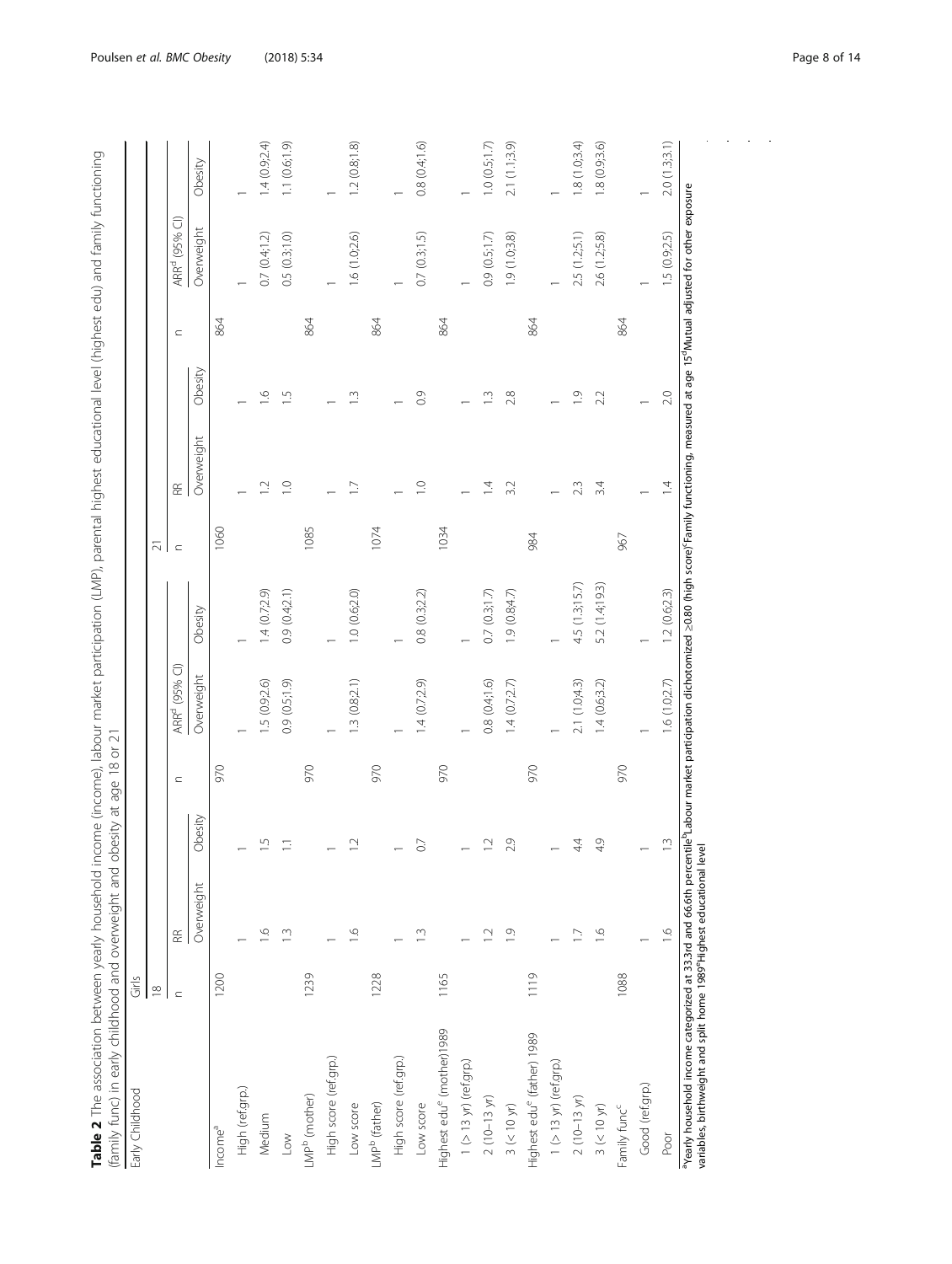**Table 2** The association between yearly household income (income), labour market participation (LMP), parental highest educational level (highest edu) and family functioning (family func) in early childhood and overweight and obesity at age 18 or 21

| Early Childhood | Girls | | | | | | | | | | | | |
|---|---|---|---|---|---|---|---|---|---|---|---|---|---|
| | 18 | | | | | | | 21 | | | | | |
| | n | RR | | n | ARR[d] (95% CI) | | | n | RR | | n | ARR[d] (95% CI) | |
| | | Overweight | Obesity | | Overweight | Obesity | | | Overweight | Obesity | | Overweight | Obesity |
| Income[a] | 1200 | | | 970 | | | | 1060 | | | 864 | | |
| High (ref.grp.) | | 1 | 1 | | 1 | 1 | | | 1 | 1 | | 1 | 1 |
| Medium | | 1.6 | 1.5 | | 1.5 (0.9;2.6) | 1.4 (0.7;2.9) | | | 1.2 | 1.6 | | 0.7 (0.4;1.2) | 1.4 (0.9;2.4) |
| Low | | 1.3 | 1.1 | | 0.9 (0.5;1.9) | 0.9 (0.4;2.1) | | | 1.0 | 1.5 | | 0.5 (0.3;1.0) | 1.1 (0.6;1.9) |
| LMP[b] (mother) | 1239 | | | 970 | | | | 1085 | | | 864 | | |
| High score (ref.grp.) | | 1 | 1 | | 1 | 1 | | | 1 | 1 | | 1 | 1 |
| Low score | | 1.6 | 1.2 | | 1.3 (0.8;2.1) | 1.0 (0.6;2.0) | | | 1.7 | 1.3 | | 1.6 (1.0;2.6) | 1.2 (0.8;1.8) |
| LMP[b] (father) | 1228 | | | 970 | | | | 1074 | | | 864 | | |
| High score (ref.grp.) | | 1 | 1 | | 1 | 1 | | | 1 | 1 | | 1 | 1 |
| Low score | | 1.3 | 0.7 | | 1.4 (0.7;2.9) | 0.8 (0.3;2.2) | | | 1.0 | 0.9 | | 0.7 (0.3;1.5) | 0.8 (0.4;1.6) |
| Highest edu[e] (mother) 1989 | 1165 | | | 970 | | | | 1034 | | | 864 | | |
| 1 (> 13 yr) (ref.grp.) | | 1 | 1 | | 1 | 1 | | | 1 | 1 | | 1 | 1 |
| 2 (10–13 yr) | | 1.2 | 1.2 | | 0.8 (0.4;1.6) | 0.7 (0.3;1.7) | | | 1.4 | 1.3 | | 0.9 (0.5;1.7) | 1.0 (0.5;1.7) |
| 3 (< 10 yr) | | 1.9 | 2.9 | | 1.4 (0.7;2.7) | 1.9 (0.8;4.7) | | | 3.2 | 2.8 | | 1.9 (1.0;3.8) | 2.1 (1.1;3.9) |
| Highest edu[e] (father) 1989 | 1119 | | | 970 | | | | 984 | | | 864 | | |
| 1 (> 13 yr) (ref.grp.) | | 1 | 1 | | 1 | 1 | | | 1 | 1 | | 1 | 1 |
| 2 (10–13 yr) | | 1.7 | 4.4 | | 2.1 (1.0;4.3) | 4.5 (1.3;15.7) | | | 2.3 | 1.9 | | 2.5 (1.2;5.1) | 1.8 (1.0;3.4) |
| 3 (< 10 yr) | | 1.6 | 4.9 | | 1.4 (0.6;3.2) | 5.2 (1.4;19.3) | | | 3.4 | 2.2 | | 2.6 (1.2;5.8) | 1.8 (0.9;3.6) |
| Family func[c] | 1088 | | | 970 | | | | 967 | | | 864 | | |
| Good (ref.grp.) | | 1 | 1 | | 1 | 1 | | | 1 | 1 | | 1 | 1 |
| Poor | | 1.6 | 1.3 | | 1.6 (1.0;2.7) | 1.2 (0.6;2.3) | | | 1.4 | 2.0 | | 1.5 (0.9;2.5) | 2.0 (1.3;3.1) |

[a]Yearly household income categorized at 33.3rd and 66.6th percentile [b]Labour market participation dichotomized ≥0.80 (high score) [c]Family functioning, measured at age 15 [d]Mutual adjusted for other exposure variables, birthweight and split home 1989 [e]Highest educational level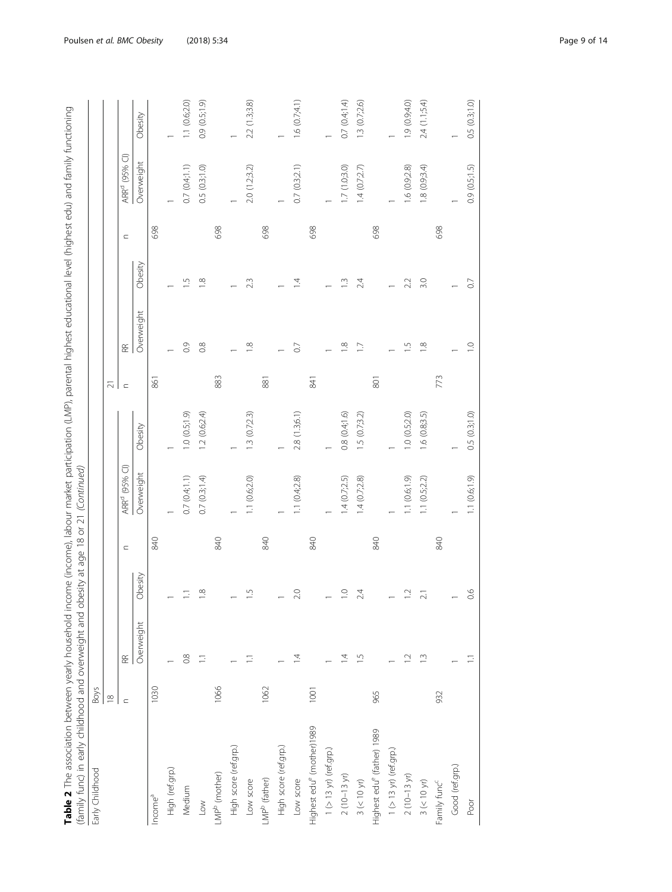**Table 2** The association between yearly household income (income), labour market participation (LMP), parental highest educational level (highest edu) and family functioning (family func) in early childhood and overweight and obesity at age 18 or 21 *(Continued)*

| Early Childhood | Boys | | | | | | | | | | | | | |
|---|---|---|---|---|---|---|---|---|---|---|---|---|---|---|
| | 18 | | | | | | 21 | | | | | | | |
| | n | RR | | n | ARR[d] (95% CI) | | n | RR | | n | ARR[d] (95% CI) | |
| | | Overweight | Obesity | | Overweight | Obesity | | Overweight | Obesity | | Overweight | Obesity |
| Income[a] | 1030 | | | 840 | | | 861 | | | 698 | | |
| High (ref.grp.) | | 1 | 1 | | 1 | 1 | | 1 | 1 | | 1 | 1 |
| Medium | | 0.8 | 1.1 | | 0.7 (0.4;1.1) | 1.0 (0.5;1.9) | | 0.9 | 1.5 | | 0.7 (0.4;1.1) | 1.1 (0.6;2.0) |
| Low | | 1.1 | 1.8 | | 0.7 (0.3;1.4) | 1.2 (0.6;2.4) | | 0.8 | 1.8 | | 0.5 (0.3;1.0) | 0.9 (0.5;1.9) |
| LMP[b] (mother) | 1066 | | | 840 | | | 883 | | | 698 | | |
| High score (ref.grp.) | | 1 | 1 | | 1 | 1 | | 1 | 1 | | 1 | 1 |
| Low score | | 1.1 | 1.5 | | 1.1 (0.6;2.0) | 1.3 (0.7;2.3) | | 1.8 | 2.3 | | 2.0 (1.2;3.2) | 2.2 (1.3;3.8) |
| LMP[b] (father) | 1062 | | | 840 | | | 881 | | | 698 | | |
| High score (ref.grp.) | | 1 | 1 | | 1 | 1 | | 1 | 1 | | 1 | 1 |
| Low score | | 1.4 | 2.0 | | 1.1 (0.4;2.8) | 2.8 (1.3;6.1) | | 0.7 | 1.4 | | 0.7 (0.3;2.1) | 1.6 (0.7;4.1) |
| Highest edu[e] (mother)1989 | 1001 | | | 840 | | | 841 | | | 698 | | |
| 1 (> 13 yr) (ref.grp.) | | 1 | 1 | | 1 | 1 | | 1 | 1 | | 1 | 1 |
| 2 (10–13 yr) | | 1.4 | 1.0 | | 1.4 (0.7;2.5) | 0.8 (0.4;1.6) | | 1.8 | 1.3 | | 1.7 (1.0;3.0) | 0.7 (0.4;1.4) |
| 3 (< 10 yr) | | 1.5 | 2.4 | | 1.4 (0.7;2.8) | 1.5 (0.7;3.2) | | 1.7 | 2.4 | | 1.4 (0.7;2.7) | 1.3 (0.7;2.6) |
| Highest edu[e] (father) 1989 | 965 | | | 840 | | | 801 | | | 698 | | |
| 1 (> 13 yr) (ref.grp.) | | 1 | 1 | | 1 | 1 | | 1 | 1 | | 1 | 1 |
| 2 (10–13 yr) | | 1.2 | 1.2 | | 1.1 (0.6;1.9) | 1.0 (0.5;2.0) | | 1.5 | 2.2 | | 1.6 (0.9;2.8) | 1.9 (0.9;4.0) |
| 3 (< 10 yr) | | 1.3 | 2.1 | | 1.1 (0.5;2.2) | 1.6 (0.8;3.5) | | 1.8 | 3.0 | | 1.8 (0.9;3.4) | 2.4 (1.1;5.4) |
| Family func[c] | 932 | | | 840 | | | 773 | | | 698 | | |
| Good (ref.grp.) | | 1 | 1 | | 1 | 1 | | 1 | 1 | | 1 | 1 |
| Poor | | 1.1 | 0.6 | | 1.1 (0.6;1.9) | 0.5 (0.3;1.0) | | 1.0 | 0.7 | | 0.9 (0.5;1.5) | 0.5 (0.3;1.0) |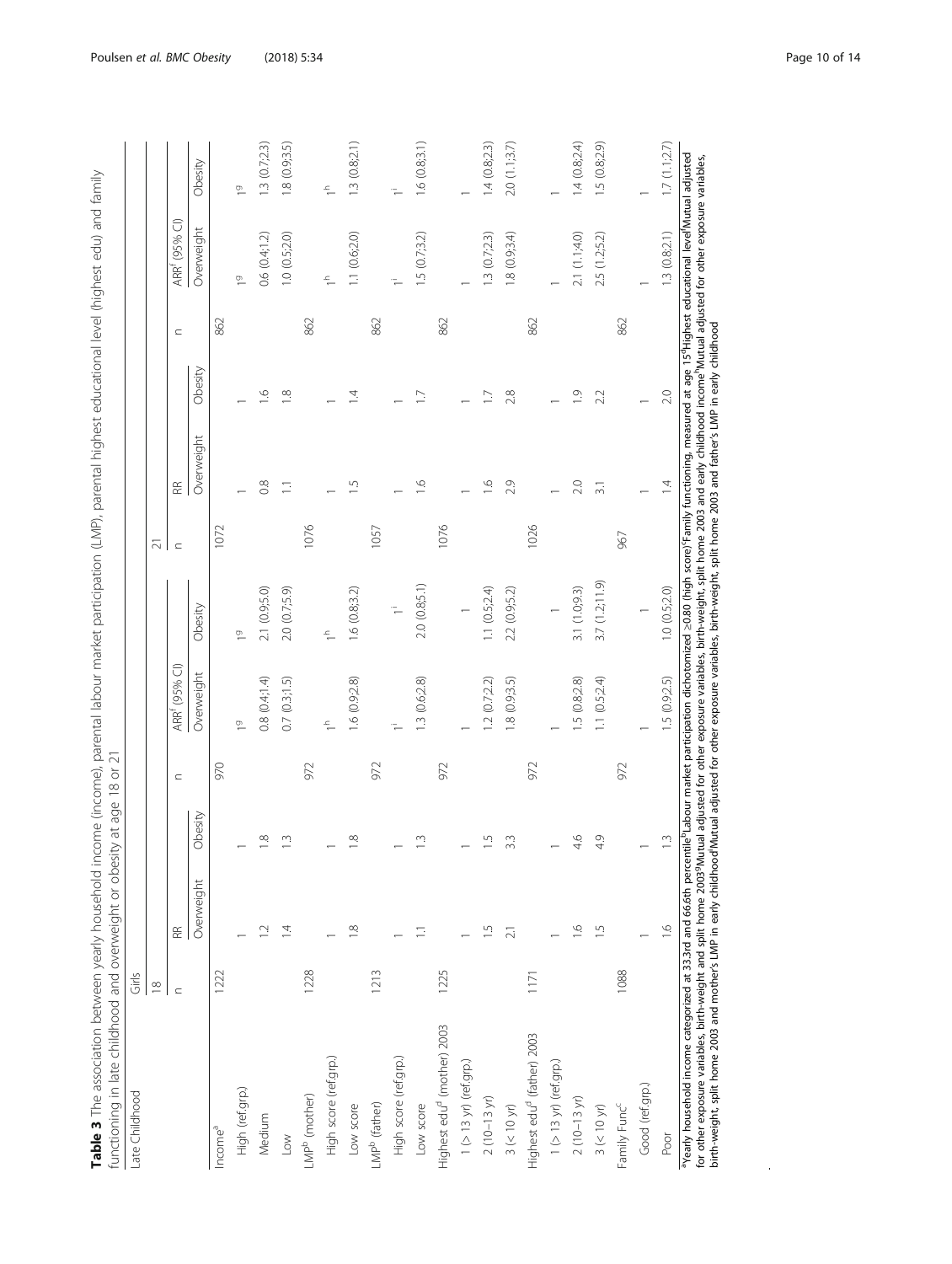**Table 3** The association between yearly household income (income), parental labour market participation (LMP), parental highest educational level (highest edu) and family functioning in late childhood and overweight or obesity at age 18 or 21

| Late Childhood | Girls | | | | | | | | | | | | | |
|---|---|---|---|---|---|---|---|---|---|---|---|---|---|---|
| | 18 | | | | | | | 21 | | | | | | |
| | n | RR | | n | ARR[f] (95% CI) | | | n | RR | | n | ARR[f] (95% CI) | | |
| | | Overweight | Obesity | | Overweight | Obesity | | | Overweight | Obesity | | Overweight | Obesity | |
| Income[a] | 1222 | | | 970 | | | | 1072 | | | 862 | | | |
| High (ref.grp.) | | 1 | 1 | | 1[g] | 1[g] | | | 1 | 1 | | 1[g] | 1[g] | |
| Medium | | 1.2 | 1.8 | | 0.8 (0.4;1.4) | 2.1 (0.9;5.0) | | | 0.8 | 1.6 | | 0.6 (0.4;1.2) | 1.3 (0.7;2.3) | |
| Low | | 1.4 | 1.3 | | 0.7 (0.3;1.5) | 2.0 (0.7;5.9) | | | 1.1 | 1.8 | | 1.0 (0.5;2.0) | 1.8 (0.9;3.5) | |
| LMP[b] (mother) | 1228 | | | 972 | | | | 1076 | | | 862 | | | |
| High score (ref.grp.) | | 1 | 1 | | 1[h] | 1[h] | | | 1 | 1 | | 1[h] | 1[h] | |
| Low score | | 1.8 | 1.8 | | 1.6 (0.9;2.8) | 1.6 (0.8;3.2) | | | 1.5 | 1.4 | | 1.1 (0.6;2.0) | 1.3 (0.8;2.1) | |
| LMP[b] (father) | 1213 | | | 972 | | | | 1057 | | | 862 | | | |
| High score (ref.grp.) | | 1 | 1 | | 1[i] | 1[i] | | | 1 | 1 | | 1[i] | 1[i] | |
| Low score | | 1.1 | 1.3 | | 1.3 (0.6;2.8) | 2.0 (0.8;5.1) | | | 1.6 | 1.7 | | 1.5 (0.7;3.2) | 1.6 (0.8;3.1) | |
| Highest edu[d] (mother) 2003 | 1225 | | | 972 | | | | 1076 | | | 862 | | | |
| 1 (> 13 yr) (ref.grp.) | | 1 | 1 | | 1 | 1 | | | 1 | 1 | | 1 | 1 | |
| 2 (10–13 yr) | | 1.5 | 1.5 | | 1.2 (0.7;2.2) | 1.1 (0.5;2.4) | | | 1.6 | 1.7 | | 1.3 (0.7;2.3) | 1.4 (0.8;2.3) | |
| 3 (< 10 yr) | | 2.1 | 3.3 | | 1.8 (0.9;3.5) | 2.2 (0.9;5.2) | | | 2.9 | 2.8 | | 1.8 (0.9;3.4) | 2.0 (1.1;3.7) | |
| Highest edu[d] (father) 2003 | 1171 | | | 972 | | | | 1026 | | | 862 | | | |
| 1 (> 13 yr) (ref.grp.) | | 1 | 1 | | 1 | 1 | | | 1 | 1 | | 1 | 1 | |
| 2 (10–13 yr) | | 1.6 | 4.6 | | 1.5 (0.8;2.8) | 3.1 (1.0;9.3) | | | 2.0 | 1.9 | | 2.1 (1.1;4.0) | 1.4 (0.8;2.4) | |
| 3 (< 10 yr) | | 1.5 | 4.9 | | 1.1 (0.5;2.4) | 3.7 (1.2;11.9) | | | 3.1 | 2.2 | | 2.5 (1.2;5.2) | 1.5 (0.8;2.9) | |
| Family Func[c] | 1088 | | | 972 | | | | 967 | | | 862 | | | |
| Good (ref.grp.) | | 1 | 1 | | 1 | 1 | | | 1 | 1 | | 1 | 1 | |
| Poor | | 1.6 | 1.3 | | 1.5 (0.9;2.5) | 1.0 (0.5;2.0) | | | 1.4 | 2.0 | | 1.3 (0.8;2.1) | 1.7 (1.1;2.7) | |

[a]Yearly household income categorized at 33.3rd and 66.6th percentile[b]Labour market participation dichotomized ≥0.80 (high score)[c]Family functioning, measured at age 15[d]Highest educational level[f]Mutual adjusted for other exposure variables, birth-weight and split home 2003[g]Mutual adjusted for other exposure variables, birth-weight, split home 2003 and early childhood income[h]Mutual adjusted for other exposure variables, birth-weight, split home 2003 and mother's LMP in early childhood[i]Mutual adjusted for other exposure variables, birth-weight, split home 2003 and father's LMP in early childhood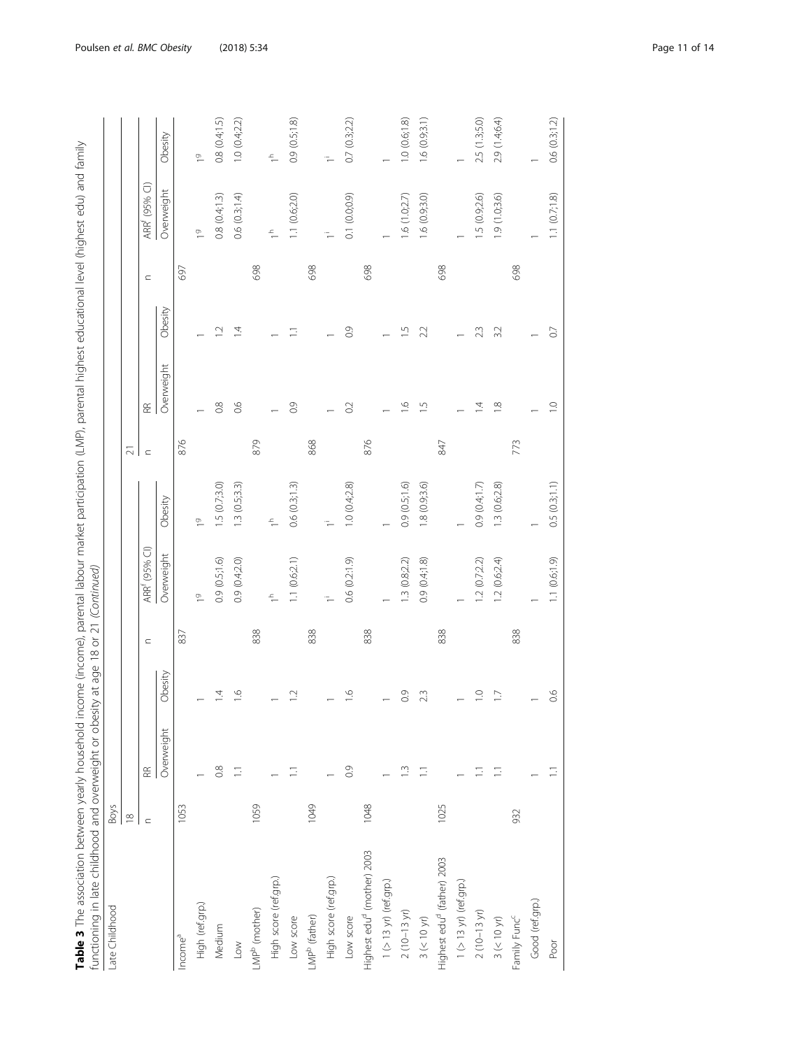**Table 3** The association between yearly household income (income), parental labour market participation (LMP), parental highest educational level (highest edu) and family functioning in late childhood and overweight or obesity at age 18 or 21 *(Continued)*

| Late Childhood | Boys | | | | | | | | | | | | | |
|---|---|---|---|---|---|---|---|---|---|---|---|---|---|---|
| | 18 | | | | | | 21 | | | | | | | |
| | n | RR | | n | ARR[f] (95% CI) | | n | RR | | n | ARR[f] (95% CI) | |
| | | Overweight | Obesity | | Overweight | Obesity | | Overweight | Obesity | | Overweight | Obesity |
| Income[a] | 1053 | | | 837 | | | 876 | | | 697 | | |
| High (ref.grp.) | | 1 | 1 | | 1[g] | 1[g] | | 1 | 1 | | 1[g] | 1[g] |
| Medium | | 0.8 | 1.4 | | 0.9 (0.5;1.6) | 1.5 (0.7;3.0) | | 0.8 | 1.2 | | 0.8 (0.4;1.3) | 0.8 (0.4;1.5) |
| Low | | 1.1 | 1.6 | | 0.9 (0.4;2.0) | 1.3 (0.5;3.3) | | 0.6 | 1.4 | | 0.6 (0.3;1.4) | 1.0 (0.4;2.2) |
| LMP[b] (mother) | 1059 | | | 838 | | | 879 | | | 698 | | |
| High score (ref.grp.) | | 1 | 1 | | 1[h] | 1[h] | | 1 | 1 | | 1[h] | 1[h] |
| Low score | | 1.1 | 1.2 | | 1.1 (0.6;2.1) | 0.6 (0.3;1.3) | | 0.9 | 1.1 | | 1.1 (0.6;2.0) | 0.9 (0.5;1.8) |
| LMP[b] (father) | 1049 | | | 838 | | | 868 | | | 698 | | |
| High score (ref.grp.) | | 1 | 1 | | 1[i] | 1[i] | | 1 | 1 | | 1[i] | 1[i] |
| Low score | | 0.9 | 1.6 | | 0.6 (0.2;1.9) | 1.0 (0.4;2.8) | | 0.2 | 0.9 | | 0.1 (0.0;0.9) | 0.7 (0.3;2.2) |
| Highest edu[d] (mother) 2003 | 1048 | | | 838 | | | 876 | | | 698 | | |
| 1 (> 13 yr) (ref.grp.) | | 1 | 1 | | 1 | 1 | | 1 | 1 | | 1 | 1 |
| 2 (10–13 yr) | | 1.3 | 0.9 | | 1.3 (0.8;2.2) | 0.9 (0.5;1.6) | | 1.6 | 1.5 | | 1.6 (1.0;2.7) | 1.0 (0.6;1.8) |
| 3 (< 10 yr) | | 1.1 | 2.3 | | 0.9 (0.4;1.8) | 1.8 (0.9;3.6) | | 1.5 | 2.2 | | 1.6 (0.9;3.0) | 1.6 (0.9;3.1) |
| Highest edu[d] (father) 2003 | 1025 | | | 838 | | | 847 | | | 698 | | |
| 1 (> 13 yr) (ref.grp.) | | 1 | 1 | | 1 | 1 | | 1 | 1 | | 1 | 1 |
| 2 (10–13 yr) | | 1.1 | 1.0 | | 1.2 (0.7;2.2) | 0.9 (0.4;1.7) | | 1.4 | 2.3 | | 1.5 (0.9;2.6) | 2.5 (1.3;5.0) |
| 3 (< 10 yr) | | 1.1 | 1.7 | | 1.2 (0.6;2.4) | 1.3 (0.6;2.8) | | 1.8 | 3.2 | | 1.9 (1.0;3.6) | 2.9 (1.4;6.4) |
| Family Func[c] | 932 | | | 838 | | | 773 | | | 698 | | |
| Good (ref.grp.) | | 1 | 1 | | 1 | 1 | | 1 | 1 | | 1 | 1 |
| Poor | | 1.1 | 0.6 | | 1.1 (0.6;1.9) | 0.5 (0.3;1.1) | | 1.0 | 0.7 | | 1.1 (0.7;1.8) | 0.6 (0.3;1.2) |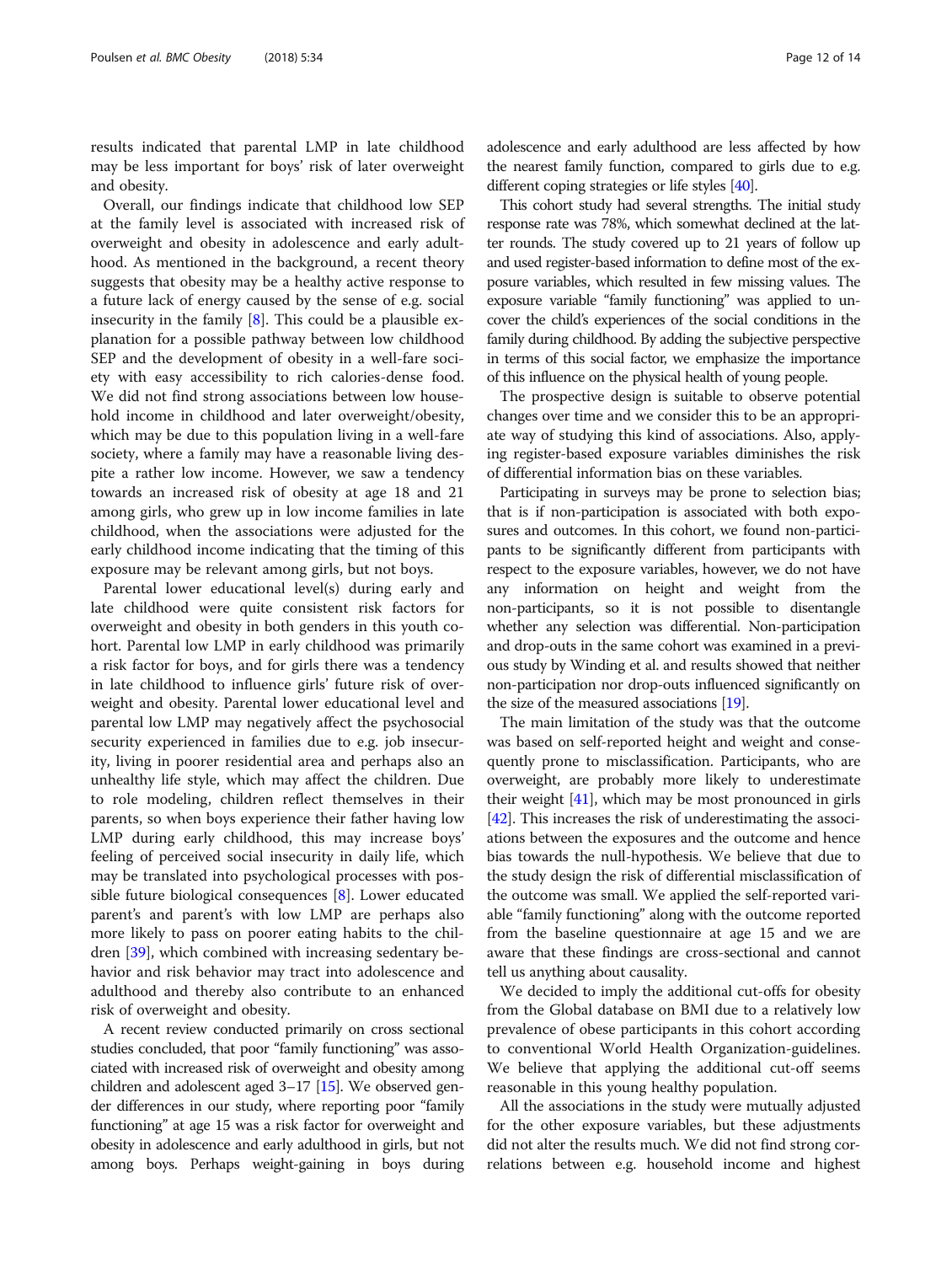results indicated that parental LMP in late childhood may be less important for boys' risk of later overweight and obesity.

Overall, our findings indicate that childhood low SEP at the family level is associated with increased risk of overweight and obesity in adolescence and early adulthood. As mentioned in the background, a recent theory suggests that obesity may be a healthy active response to a future lack of energy caused by the sense of e.g. social insecurity in the family [8]. This could be a plausible explanation for a possible pathway between low childhood SEP and the development of obesity in a well-fare society with easy accessibility to rich calories-dense food. We did not find strong associations between low household income in childhood and later overweight/obesity, which may be due to this population living in a well-fare society, where a family may have a reasonable living despite a rather low income. However, we saw a tendency towards an increased risk of obesity at age 18 and 21 among girls, who grew up in low income families in late childhood, when the associations were adjusted for the early childhood income indicating that the timing of this exposure may be relevant among girls, but not boys.

Parental lower educational level(s) during early and late childhood were quite consistent risk factors for overweight and obesity in both genders in this youth cohort. Parental low LMP in early childhood was primarily a risk factor for boys, and for girls there was a tendency in late childhood to influence girls' future risk of overweight and obesity. Parental lower educational level and parental low LMP may negatively affect the psychosocial security experienced in families due to e.g. job insecurity, living in poorer residential area and perhaps also an unhealthy life style, which may affect the children. Due to role modeling, children reflect themselves in their parents, so when boys experience their father having low LMP during early childhood, this may increase boys' feeling of perceived social insecurity in daily life, which may be translated into psychological processes with possible future biological consequences [8]. Lower educated parent's and parent's with low LMP are perhaps also more likely to pass on poorer eating habits to the children [39], which combined with increasing sedentary behavior and risk behavior may tract into adolescence and adulthood and thereby also contribute to an enhanced risk of overweight and obesity.

A recent review conducted primarily on cross sectional studies concluded, that poor "family functioning" was associated with increased risk of overweight and obesity among children and adolescent aged 3–17 [15]. We observed gender differences in our study, where reporting poor "family functioning" at age 15 was a risk factor for overweight and obesity in adolescence and early adulthood in girls, but not among boys. Perhaps weight-gaining in boys during adolescence and early adulthood are less affected by how the nearest family function, compared to girls due to e.g. different coping strategies or life styles [40].

This cohort study had several strengths. The initial study response rate was 78%, which somewhat declined at the latter rounds. The study covered up to 21 years of follow up and used register-based information to define most of the exposure variables, which resulted in few missing values. The exposure variable "family functioning" was applied to uncover the child's experiences of the social conditions in the family during childhood. By adding the subjective perspective in terms of this social factor, we emphasize the importance of this influence on the physical health of young people.

The prospective design is suitable to observe potential changes over time and we consider this to be an appropriate way of studying this kind of associations. Also, applying register-based exposure variables diminishes the risk of differential information bias on these variables.

Participating in surveys may be prone to selection bias; that is if non-participation is associated with both exposures and outcomes. In this cohort, we found non-participants to be significantly different from participants with respect to the exposure variables, however, we do not have any information on height and weight from the non-participants, so it is not possible to disentangle whether any selection was differential. Non-participation and drop-outs in the same cohort was examined in a previous study by Winding et al. and results showed that neither non-participation nor drop-outs influenced significantly on the size of the measured associations [19].

The main limitation of the study was that the outcome was based on self-reported height and weight and consequently prone to misclassification. Participants, who are overweight, are probably more likely to underestimate their weight [41], which may be most pronounced in girls [42]. This increases the risk of underestimating the associations between the exposures and the outcome and hence bias towards the null-hypothesis. We believe that due to the study design the risk of differential misclassification of the outcome was small. We applied the self-reported variable "family functioning" along with the outcome reported from the baseline questionnaire at age 15 and we are aware that these findings are cross-sectional and cannot tell us anything about causality.

We decided to imply the additional cut-offs for obesity from the Global database on BMI due to a relatively low prevalence of obese participants in this cohort according to conventional World Health Organization-guidelines. We believe that applying the additional cut-off seems reasonable in this young healthy population.

All the associations in the study were mutually adjusted for the other exposure variables, but these adjustments did not alter the results much. We did not find strong correlations between e.g. household income and highest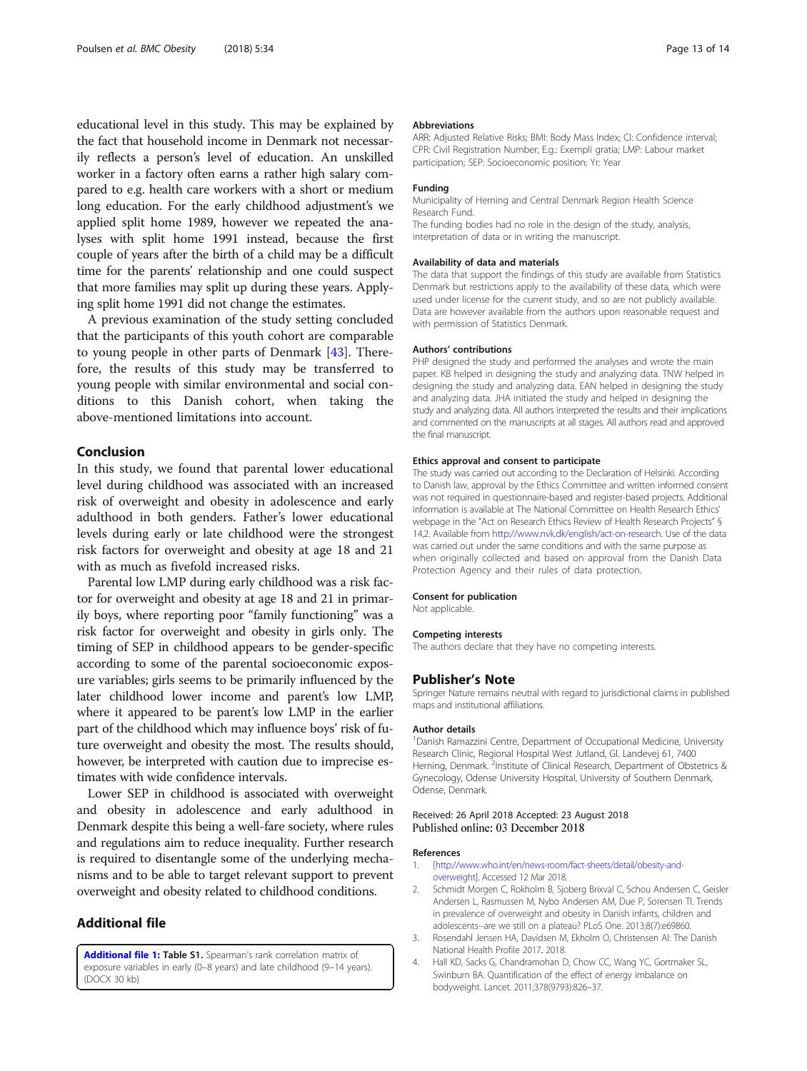educational level in this study. This may be explained by the fact that household income in Denmark not necessarily reflects a person's level of education. An unskilled worker in a factory often earns a rather high salary compared to e.g. health care workers with a short or medium long education. For the early childhood adjustment's we applied split home 1989, however we repeated the analyses with split home 1991 instead, because the first couple of years after the birth of a child may be a difficult time for the parents' relationship and one could suspect that more families may split up during these years. Applying split home 1991 did not change the estimates.

A previous examination of the study setting concluded that the participants of this youth cohort are comparable to young people in other parts of Denmark [43]. Therefore, the results of this study may be transferred to young people with similar environmental and social conditions to this Danish cohort, when taking the above-mentioned limitations into account.

## Conclusion

In this study, we found that parental lower educational level during childhood was associated with an increased risk of overweight and obesity in adolescence and early adulthood in both genders. Father's lower educational levels during early or late childhood were the strongest risk factors for overweight and obesity at age 18 and 21 with as much as fivefold increased risks.

Parental low LMP during early childhood was a risk factor for overweight and obesity at age 18 and 21 in primarily boys, where reporting poor "family functioning" was a risk factor for overweight and obesity in girls only. The timing of SEP in childhood appears to be gender-specific according to some of the parental socioeconomic exposure variables; girls seems to be primarily influenced by the later childhood lower income and parent's low LMP, where it appeared to be parent's low LMP in the earlier part of the childhood which may influence boys' risk of future overweight and obesity the most. The results should, however, be interpreted with caution due to imprecise estimates with wide confidence intervals.

Lower SEP in childhood is associated with overweight and obesity in adolescence and early adulthood in Denmark despite this being a well-fare society, where rules and regulations aim to reduce inequality. Further research is required to disentangle some of the underlying mechanisms and to be able to target relevant support to prevent overweight and obesity related to childhood conditions.

## Additional file

**Additional file 1: Table S1.** Spearman's rank correlation matrix of exposure variables in early (0–8 years) and late childhood (9–14 years). (DOCX 30 kb)

#### Abbreviations

ARR: Adjusted Relative Risks; BMI: Body Mass Index; CI: Confidence interval; CPR: Civil Registration Number; E.g.: Exempli gratia; LMP: Labour market participation; SEP: Socioeconomic position; Yr: Year

#### Funding

Municipality of Herning and Central Denmark Region Health Science Research Fund.

The funding bodies had no role in the design of the study, analysis, interpretation of data or in writing the manuscript.

#### Availability of data and materials

The data that support the findings of this study are available from Statistics Denmark but restrictions apply to the availability of these data, which were used under license for the current study, and so are not publicly available. Data are however available from the authors upon reasonable request and with permission of Statistics Denmark.

#### Authors' contributions

PHP designed the study and performed the analyses and wrote the main paper. KB helped in designing the study and analyzing data. TNW helped in designing the study and analyzing data. EAN helped in designing the study and analyzing data. JHA initiated the study and helped in designing the study and analyzing data. All authors interpreted the results and their implications and commented on the manuscripts at all stages. All authors read and approved the final manuscript.

#### Ethics approval and consent to participate

The study was carried out according to the Declaration of Helsinki. According to Danish law, approval by the Ethics Committee and written informed consent was not required in questionnaire-based and register-based projects. Additional information is available at The National Committee on Health Research Ethics' webpage in the "Act on Research Ethics Review of Health Research Projects" § 14,2. Available from http://www.nvk.dk/english/act-on-research. Use of the data was carried out under the same conditions and with the same purpose as when originally collected and based on approval from the Danish Data Protection Agency and their rules of data protection.

#### Consent for publication

Not applicable.

#### Competing interests

The authors declare that they have no competing interests.

### Publisher's Note

Springer Nature remains neutral with regard to jurisdictional claims in published maps and institutional affiliations.

#### Author details

[1]Danish Ramazzini Centre, Department of Occupational Medicine, University Research Clinic, Regional Hospital West Jutland, Gl. Landevej 61, 7400 Herning, Denmark. [2]Institute of Clinical Research, Department of Obstetrics & Gynecology, Odense University Hospital, University of Southern Denmark, Odense, Denmark.

Received: 26 April 2018 Accepted: 23 August 2018
Published online: 03 December 2018

#### References

1. [http://www.who.int/en/news-room/fact-sheets/detail/obesity-and-overweight]. Accessed 12 Mar 2018.
2. Schmidt Morgen C, Rokholm B, Sjoberg Brixval C, Schou Andersen C, Geisler Andersen L, Rasmussen M, Nybo Andersen AM, Due P, Sorensen TI. Trends in prevalence of overweight and obesity in Danish infants, children and adolescents--are we still on a plateau? PLoS One. 2013;8(7):e69860.
3. Rosendahl Jensen HA, Davidsen M, Ekholm O, Christensen AI: The Danish National Health Profile 2017. 2018.
4. Hall KD, Sacks G, Chandramohan D, Chow CC, Wang YC, Gortmaker SL, Swinburn BA. Quantification of the effect of energy imbalance on bodyweight. Lancet. 2011;378(9793):826–37.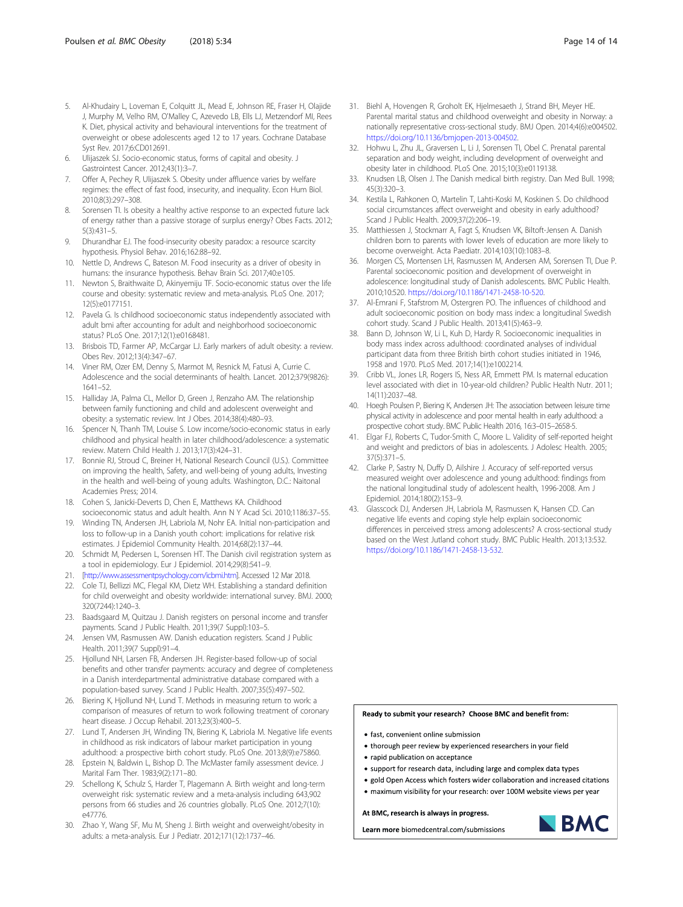5. Al-Khudairy L, Loveman E, Colquitt JL, Mead E, Johnson RE, Fraser H, Olajide J, Murphy M, Velho RM, O'Malley C, Azevedo LB, Ells LJ, Metzendorf MI, Rees K. Diet, physical activity and behavioural interventions for the treatment of overweight or obese adolescents aged 12 to 17 years. Cochrane Database Syst Rev. 2017;6:CD012691.
6. Ulijaszek SJ. Socio-economic status, forms of capital and obesity. J Gastrointest Cancer. 2012;43(1):3–7.
7. Offer A, Pechey R, Ulijaszek S. Obesity under affluence varies by welfare regimes: the effect of fast food, insecurity, and inequality. Econ Hum Biol. 2010;8(3):297–308.
8. Sorensen TI. Is obesity a healthy active response to an expected future lack of energy rather than a passive storage of surplus energy? Obes Facts. 2012; 5(3):431–5.
9. Dhurandhar EJ. The food-insecurity obesity paradox: a resource scarcity hypothesis. Physiol Behav. 2016;162:88–92.
10. Nettle D, Andrews C, Bateson M. Food insecurity as a driver of obesity in humans: the insurance hypothesis. Behav Brain Sci. 2017;40:e105.
11. Newton S, Braithwaite D, Akinyemiju TF. Socio-economic status over the life course and obesity: systematic review and meta-analysis. PLoS One. 2017; 12(5):e0177151.
12. Pavela G. Is childhood socioeconomic status independently associated with adult bmi after accounting for adult and neighborhood socioeconomic status? PLoS One. 2017;12(1):e0168481.
13. Brisbois TD, Farmer AP, McCargar LJ. Early markers of adult obesity: a review. Obes Rev. 2012;13(4):347–67.
14. Viner RM, Ozer EM, Denny S, Marmot M, Resnick M, Fatusi A, Currie C. Adolescence and the social determinants of health. Lancet. 2012;379(9826): 1641–52.
15. Halliday JA, Palma CL, Mellor D, Green J, Renzaho AM. The relationship between family functioning and child and adolescent overweight and obesity: a systematic review. Int J Obes. 2014;38(4):480–93.
16. Spencer N, Thanh TM, Louise S. Low income/socio-economic status in early childhood and physical health in later childhood/adolescence: a systematic review. Matern Child Health J. 2013;17(3):424–31.
17. Bonnie RJ, Stroud C, Breiner H, National Research Council (U.S.). Committee on improving the health, Safety, and well-being of young adults, Investing in the health and well-being of young adults. Washington, D.C.: Naitonal Academies Press; 2014.
18. Cohen S, Janicki-Deverts D, Chen E, Matthews KA. Childhood socioeconomic status and adult health. Ann N Y Acad Sci. 2010;1186:37–55.
19. Winding TN, Andersen JH, Labriola M, Nohr EA. Initial non-participation and loss to follow-up in a Danish youth cohort: implications for relative risk estimates. J Epidemiol Community Health. 2014;68(2):137–44.
20. Schmidt M, Pedersen L, Sorensen HT. The Danish civil registration system as a tool in epidemiology. Eur J Epidemiol. 2014;29(8):541–9.
21. [http://www.assessmentpsychology.com/icbmi.htm]. Accessed 12 Mar 2018.
22. Cole TJ, Bellizzi MC, Flegal KM, Dietz WH. Establishing a standard definition for child overweight and obesity worldwide: international survey. BMJ. 2000; 320(7244):1240–3.
23. Baadsgaard M, Quitzau J. Danish registers on personal income and transfer payments. Scand J Public Health. 2011;39(7 Suppl):103–5.
24. Jensen VM, Rasmussen AW. Danish education registers. Scand J Public Health. 2011;39(7 Suppl):91–4.
25. Hjollund NH, Larsen FB, Andersen JH. Register-based follow-up of social benefits and other transfer payments: accuracy and degree of completeness in a Danish interdepartmental administrative database compared with a population-based survey. Scand J Public Health. 2007;35(5):497–502.
26. Biering K, Hjollund NH, Lund T. Methods in measuring return to work: a comparison of measures of return to work following treatment of coronary heart disease. J Occup Rehabil. 2013;23(3):400–5.
27. Lund T, Andersen JH, Winding TN, Biering K, Labriola M. Negative life events in childhood as risk indicators of labour market participation in young adulthood: a prospective birth cohort study. PLoS One. 2013;8(9):e75860.
28. Epstein N, Baldwin L, Bishop D. The McMaster family assessment device. J Marital Fam Ther. 1983;9(2):171–80.
29. Schellong K, Schulz S, Harder T, Plagemann A. Birth weight and long-term overweight risk: systematic review and a meta-analysis including 643,902 persons from 66 studies and 26 countries globally. PLoS One. 2012;7(10): e47776.
30. Zhao Y, Wang SF, Mu M, Sheng J. Birth weight and overweight/obesity in adults: a meta-analysis. Eur J Pediatr. 2012;171(12):1737–46.
31. Biehl A, Hovengen R, Groholt EK, Hjelmesaeth J, Strand BH, Meyer HE. Parental marital status and childhood overweight and obesity in Norway: a nationally representative cross-sectional study. BMJ Open. 2014;4(6):e004502. https://doi.org/10.1136/bmjopen-2013-004502.
32. Hohwu L, Zhu JL, Graversen L, Li J, Sorensen TI, Obel C. Prenatal parental separation and body weight, including development of overweight and obesity later in childhood. PLoS One. 2015;10(3):e0119138.
33. Knudsen LB, Olsen J. The Danish medical birth registry. Dan Med Bull. 1998; 45(3):320–3.
34. Kestila L, Rahkonen O, Martelin T, Lahti-Koski M, Koskinen S. Do childhood social circumstances affect overweight and obesity in early adulthood? Scand J Public Health. 2009;37(2):206–19.
35. Matthiessen J, Stockmarr A, Fagt S, Knudsen VK, Biltoft-Jensen A. Danish children born to parents with lower levels of education are more likely to become overweight. Acta Paediatr. 2014;103(10):1083–8.
36. Morgen CS, Mortensen LH, Rasmussen M, Andersen AM, Sorensen TI, Due P. Parental socioeconomic position and development of overweight in adolescence: longitudinal study of Danish adolescents. BMC Public Health. 2010;10:520. https://doi.org/10.1186/1471-2458-10-520.
37. Al-Emrani F, Stafstrom M, Ostergren PO. The influences of childhood and adult socioeconomic position on body mass index: a longitudinal Swedish cohort study. Scand J Public Health. 2013;41(5):463–9.
38. Bann D, Johnson W, Li L, Kuh D, Hardy R. Socioeconomic inequalities in body mass index across adulthood: coordinated analyses of individual participant data from three British birth cohort studies initiated in 1946, 1958 and 1970. PLoS Med. 2017;14(1):e1002214.
39. Cribb VL, Jones LR, Rogers IS, Ness AR, Emmett PM. Is maternal education level associated with diet in 10-year-old children? Public Health Nutr. 2011; 14(11):2037–48.
40. Hoegh Poulsen P, Biering K, Andersen JH: The association between leisure time physical activity in adolescence and poor mental health in early adulthood: a prospective cohort study. BMC Public Health 2016, 16:3–015–2658-5.
41. Elgar FJ, Roberts C, Tudor-Smith C, Moore L. Validity of self-reported height and weight and predictors of bias in adolescents. J Adolesc Health. 2005; 37(5):371–5.
42. Clarke P, Sastry N, Duffy D, Ailshire J. Accuracy of self-reported versus measured weight over adolescence and young adulthood: findings from the national longitudinal study of adolescent health, 1996-2008. Am J Epidemiol. 2014;180(2):153–9.
43. Glasscock DJ, Andersen JH, Labriola M, Rasmussen K, Hansen CD. Can negative life events and coping style help explain socioeconomic differences in perceived stress among adolescents? A cross-sectional study based on the West Jutland cohort study. BMC Public Health. 2013;13:532. https://doi.org/10.1186/1471-2458-13-532.

**Ready to submit your research? Choose BMC and benefit from:**

- fast, convenient online submission
- thorough peer review by experienced researchers in your field
- rapid publication on acceptance
- support for research data, including large and complex data types
- gold Open Access which fosters wider collaboration and increased citations
- maximum visibility for your research: over 100M website views per year

**At BMC, research is always in progress.**

**Learn more** biomedcentral.com/submissions

BMC